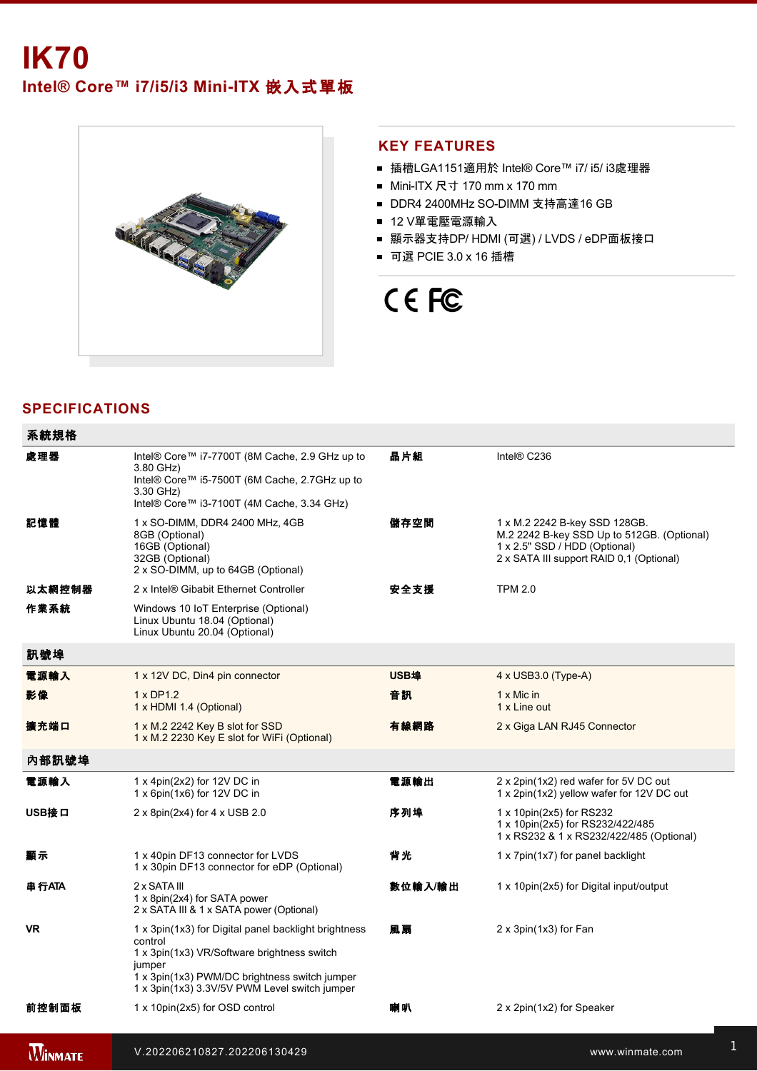# IK70

## Intel® Core™ i7/i5/i3 Mini-ITX 嵌入式單板

## KEY FEATURES

- 插槽LGA1151適用於 Intel® Core™ i7/ i5/ i3處理器
- Mini-ITX 尺寸 170 mm x 170 mm
- DDR4 2400MHz SO-DIMM 支持高達16 GB
- 12 V單電壓電源輸入
- 顯示器支持DP/ HDMI (可選) / LVDS / eDP面板接口
- 可選 PCIE 3.0 x 16 插槽

## SPECIFICATIONS

| 系統規格 | | | |
|---|---|---|---|
| 處理器 | Intel® Core™ i7-7700T (8M Cache, 2.9 GHz up to 3.80 GHz)<br>Intel® Core™ i5-7500T (6M Cache, 2.7GHz up to 3.30 GHz)<br>Intel® Core™ i3-7100T (4M Cache, 3.34 GHz) | 晶片組 | Intel® C236 |
| 記憶體 | 1 x SO-DIMM, DDR4 2400 MHz, 4GB<br>8GB (Optional)<br>16GB (Optional)<br>32GB (Optional)<br>2 x SO-DIMM, up to 64GB (Optional) | 儲存空間 | 1 x M.2 2242 B-key SSD 128GB.<br>M.2 2242 B-key SSD Up to 512GB. (Optional)<br>1 x 2.5" SSD / HDD (Optional)<br>2 x SATA III support RAID 0,1 (Optional) |
| 以太網控制器 | 2 x Intel® Gibabit Ethernet Controller | 安全支援 | TPM 2.0 |
| 作業系統 | Windows 10 IoT Enterprise (Optional)<br>Linux Ubuntu 18.04 (Optional)<br>Linux Ubuntu 20.04 (Optional) | | |

| 訊號埠 | | | |
|---|---|---|---|
| 電源輸入 | 1 x 12V DC, Din4 pin connector | USB埠 | 4 x USB3.0 (Type-A) |
| 影像 | 1 x DP1.2<br>1 x HDMI 1.4 (Optional) | 音訊 | 1 x Mic in<br>1 x Line out |
| 擴充端口 | 1 x M.2 2242 Key B slot for SSD<br>1 x M.2 2230 Key E slot for WiFi (Optional) | 有線網路 | 2 x Giga LAN RJ45 Connector |

| 內部訊號埠 | | | |
|---|---|---|---|
| 電源輸入 | 1 x 4pin(2x2) for 12V DC in<br>1 x 6pin(1x6) for 12V DC in | 電源輸出 | 2 x 2pin(1x2) red wafer for 5V DC out<br>1 x 2pin(1x2) yellow wafer for 12V DC out |
| USB接口 | 2 x 8pin(2x4) for 4 x USB 2.0 | 序列埠 | 1 x 10pin(2x5) for RS232<br>1 x 10pin(2x5) for RS232/422/485<br>1 x RS232 & 1 x RS232/422/485 (Optional) |
| 顯示 | 1 x 40pin DF13 connector for LVDS<br>1 x 30pin DF13 connector for eDP (Optional) | 背光 | 1 x 7pin(1x7) for panel backlight |
| 串行ATA | 2 x SATA III<br>1 x 8pin(2x4) for SATA power<br>2 x SATA III & 1 x SATA power (Optional) | 數位輸入/輸出 | 1 x 10pin(2x5) for Digital input/output |
| VR | 1 x 3pin(1x3) for Digital panel backlight brightness control<br>1 x 3pin(1x3) VR/Software brightness switch jumper<br>1 x 3pin(1x3) PWM/DC brightness switch jumper<br>1 x 3pin(1x3) 3.3V/5V PWM Level switch jumper | 風扇 | 2 x 3pin(1x3) for Fan |
| 前控制面板 | 1 x 10pin(2x5) for OSD control | 喇叭 | 2 x 2pin(1x2) for Speaker |

V.202206210827.202206130429

www.winmate.com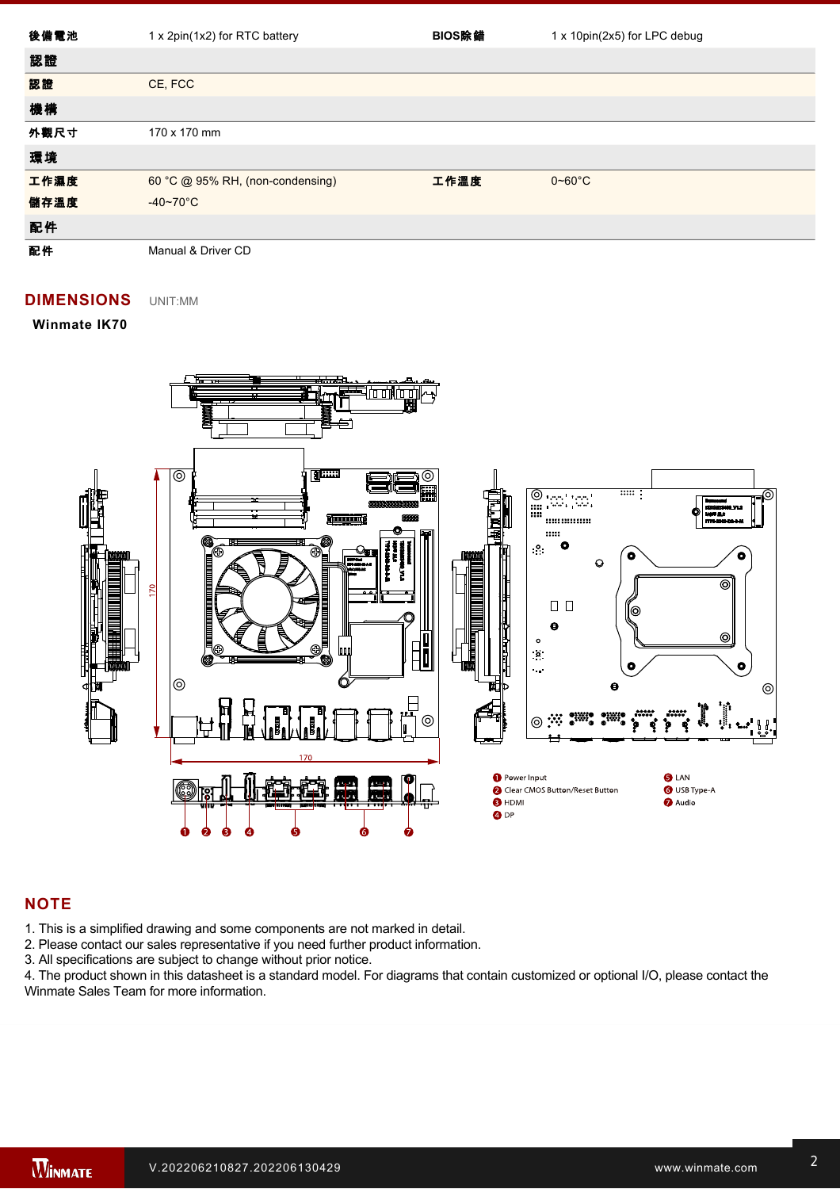| | | | |
|---|---|---|---|
| 後備電池 | 1 x 2pin(1x2) for RTC battery | BIOS除錯 | 1 x 10pin(2x5) for LPC debug |
| **認證** | | | |
| 認證 | CE, FCC | | |
| **機構** | | | |
| 外觀尺寸 | 170 x 170 mm | | |
| **環境** | | | |
| 工作濕度 | 60 °C @ 95% RH, (non-condensing) | 工作溫度 | 0~60°C |
| 儲存溫度 | -40~70°C | | |
| **配件** | | | |
| 配件 | Manual & Driver CD | | |

## DIMENSIONS UNIT:MM

**Winmate IK70**

170

170

1 Power Input
2 Clear CMOS Button/Reset Button
3 HDMI
4 DP
5 LAN
6 USB Type-A
7 Audio

## NOTE

1. This is a simplified drawing and some components are not marked in detail.
2. Please contact our sales representative if you need further product information.
3. All specifications are subject to change without prior notice.
4. The product shown in this datasheet is a standard model. For diagrams that contain customized or optional I/O, please contact the Winmate Sales Team for more information.